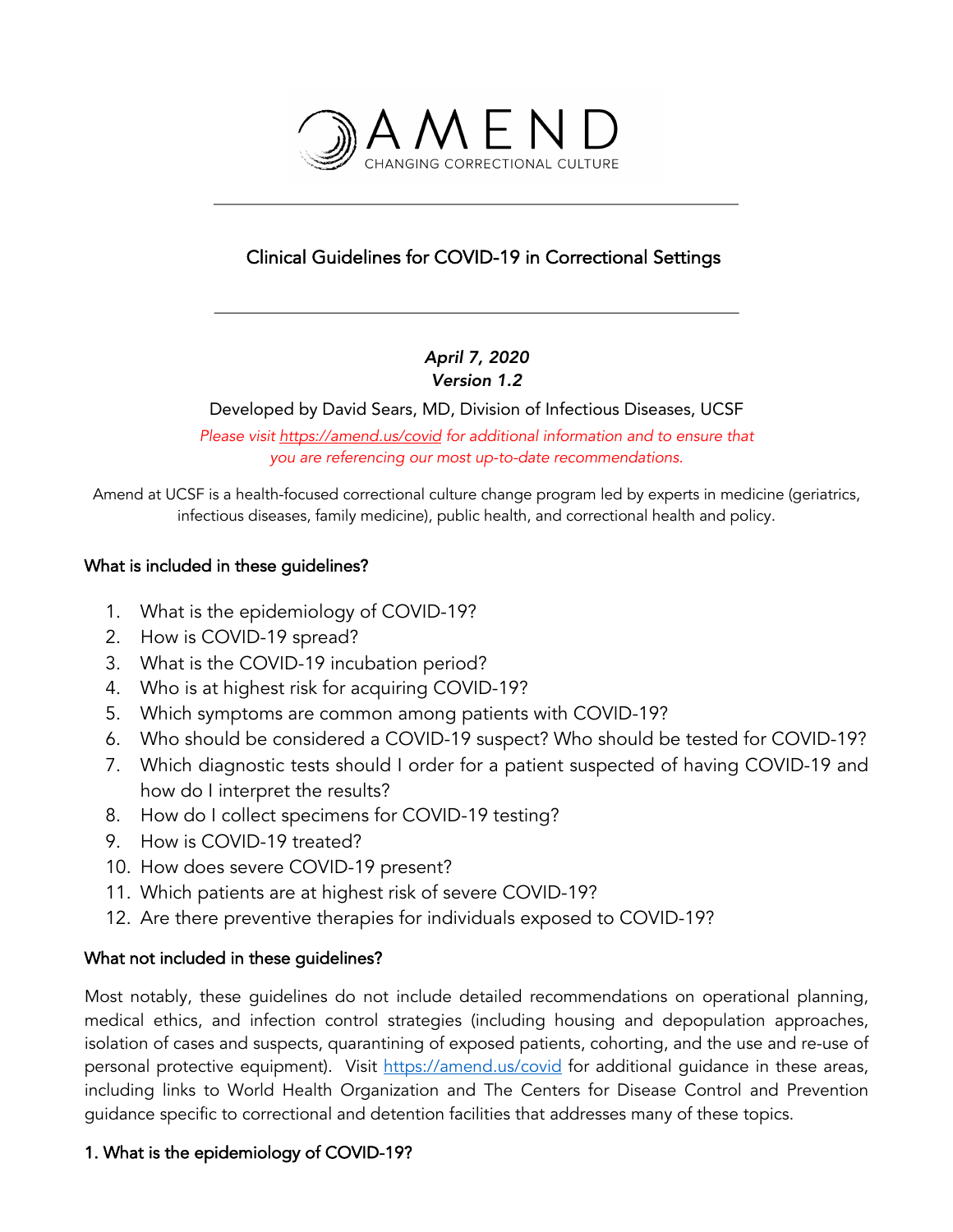AMEND

CHANGING CORRECTIONAL CULTURE

# Clinical Guidelines for COVID-19 in Correctional Settings

*April 7, 2020*
*Version 1.2*

Developed by David Sears, MD, Division of Infectious Diseases, UCSF

*Please visit [https://amend.us/covid](https://amend.us/covid) for additional information and to ensure that you are referencing our most up-to-date recommendations.*

Amend at UCSF is a health-focused correctional culture change program led by experts in medicine (geriatrics, infectious diseases, family medicine), public health, and correctional health and policy.

## What is included in these guidelines?

1. What is the epidemiology of COVID-19?
2. How is COVID-19 spread?
3. What is the COVID-19 incubation period?
4. Who is at highest risk for acquiring COVID-19?
5. Which symptoms are common among patients with COVID-19?
6. Who should be considered a COVID-19 suspect? Who should be tested for COVID-19?
7. Which diagnostic tests should I order for a patient suspected of having COVID-19 and how do I interpret the results?
8. How do I collect specimens for COVID-19 testing?
9. How is COVID-19 treated?
10. How does severe COVID-19 present?
11. Which patients are at highest risk of severe COVID-19?
12. Are there preventive therapies for individuals exposed to COVID-19?

## What not included in these guidelines?

Most notably, these guidelines do not include detailed recommendations on operational planning, medical ethics, and infection control strategies (including housing and depopulation approaches, isolation of cases and suspects, quarantining of exposed patients, cohorting, and the use and re-use of personal protective equipment). Visit [https://amend.us/covid](https://amend.us/covid) for additional guidance in these areas, including links to World Health Organization and The Centers for Disease Control and Prevention guidance specific to correctional and detention facilities that addresses many of these topics.

## 1. What is the epidemiology of COVID-19?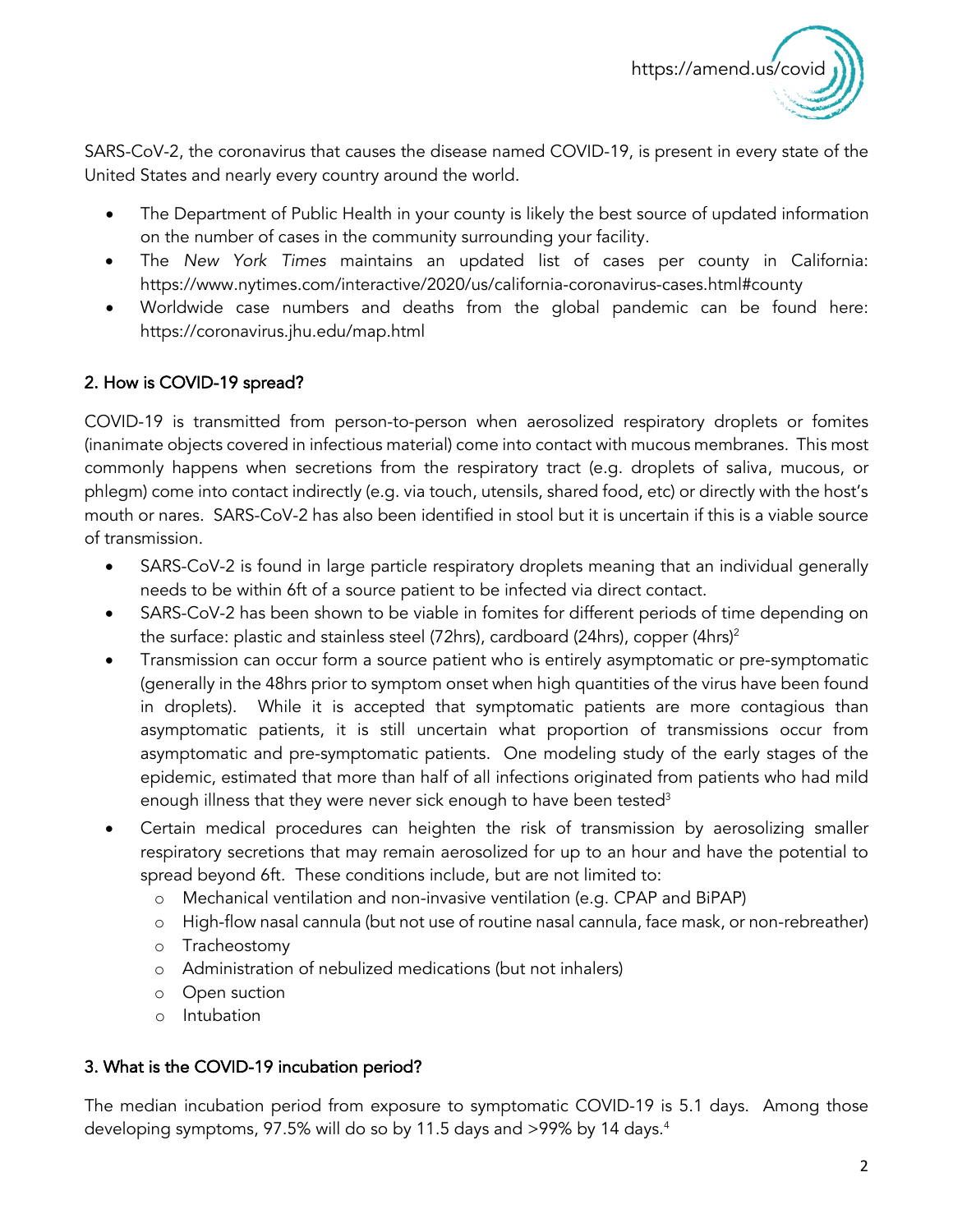SARS-CoV-2, the coronavirus that causes the disease named COVID-19, is present in every state of the United States and nearly every country around the world.

- The Department of Public Health in your county is likely the best source of updated information on the number of cases in the community surrounding your facility.
- The *New York Times* maintains an updated list of cases per county in California: https://www.nytimes.com/interactive/2020/us/california-coronavirus-cases.html#county
- Worldwide case numbers and deaths from the global pandemic can be found here: https://coronavirus.jhu.edu/map.html

## 2. How is COVID-19 spread?

COVID-19 is transmitted from person-to-person when aerosolized respiratory droplets or fomites (inanimate objects covered in infectious material) come into contact with mucous membranes. This most commonly happens when secretions from the respiratory tract (e.g. droplets of saliva, mucous, or phlegm) come into contact indirectly (e.g. via touch, utensils, shared food, etc) or directly with the host's mouth or nares. SARS-CoV-2 has also been identified in stool but it is uncertain if this is a viable source of transmission.

- SARS-CoV-2 is found in large particle respiratory droplets meaning that an individual generally needs to be within 6ft of a source patient to be infected via direct contact.
- SARS-CoV-2 has been shown to be viable in fomites for different periods of time depending on the surface: plastic and stainless steel (72hrs), cardboard (24hrs), copper (4hrs)[2]
- Transmission can occur form a source patient who is entirely asymptomatic or pre-symptomatic (generally in the 48hrs prior to symptom onset when high quantities of the virus have been found in droplets). While it is accepted that symptomatic patients are more contagious than asymptomatic patients, it is still uncertain what proportion of transmissions occur from asymptomatic and pre-symptomatic patients. One modeling study of the early stages of the epidemic, estimated that more than half of all infections originated from patients who had mild enough illness that they were never sick enough to have been tested[3]
- Certain medical procedures can heighten the risk of transmission by aerosolizing smaller respiratory secretions that may remain aerosolized for up to an hour and have the potential to spread beyond 6ft. These conditions include, but are not limited to:
  - Mechanical ventilation and non-invasive ventilation (e.g. CPAP and BiPAP)
  - High-flow nasal cannula (but not use of routine nasal cannula, face mask, or non-rebreather)
  - Tracheostomy
  - Administration of nebulized medications (but not inhalers)
  - Open suction
  - Intubation

## 3. What is the COVID-19 incubation period?

The median incubation period from exposure to symptomatic COVID-19 is 5.1 days. Among those developing symptoms, 97.5% will do so by 11.5 days and >99% by 14 days.[4]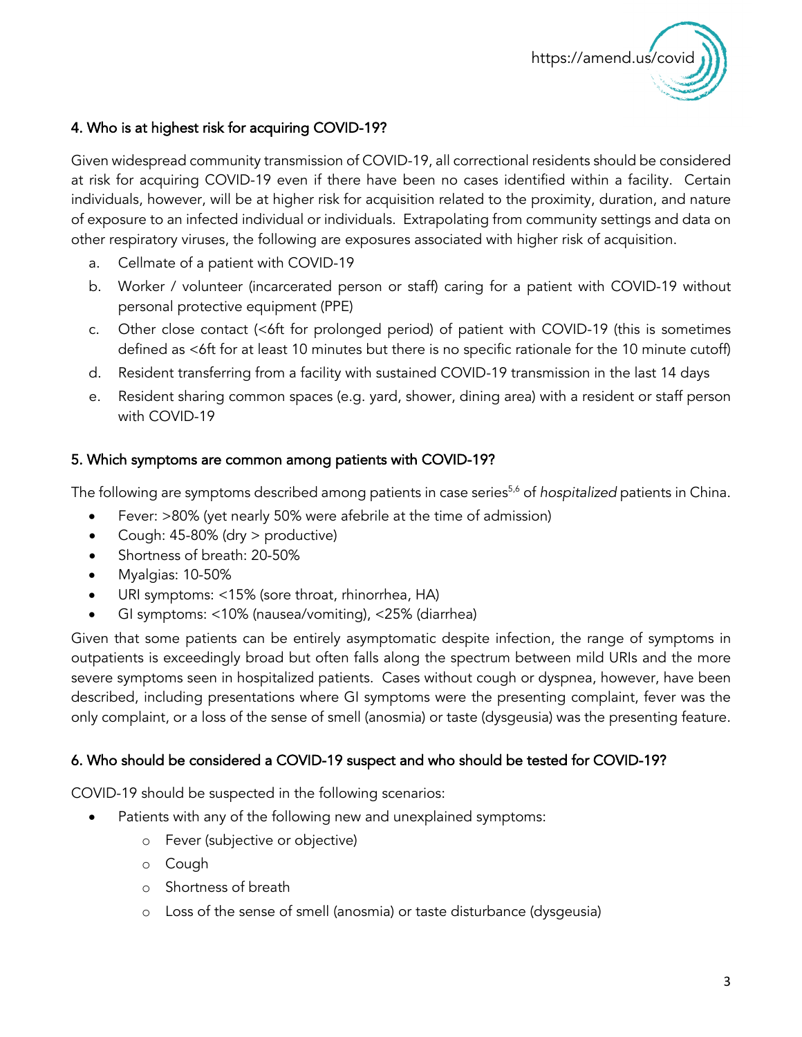## 4. Who is at highest risk for acquiring COVID-19?

Given widespread community transmission of COVID-19, all correctional residents should be considered at risk for acquiring COVID-19 even if there have been no cases identified within a facility. Certain individuals, however, will be at higher risk for acquisition related to the proximity, duration, and nature of exposure to an infected individual or individuals. Extrapolating from community settings and data on other respiratory viruses, the following are exposures associated with higher risk of acquisition.

a. Cellmate of a patient with COVID-19
b. Worker / volunteer (incarcerated person or staff) caring for a patient with COVID-19 without personal protective equipment (PPE)
c. Other close contact (<6ft for prolonged period) of patient with COVID-19 (this is sometimes defined as <6ft for at least 10 minutes but there is no specific rationale for the 10 minute cutoff)
d. Resident transferring from a facility with sustained COVID-19 transmission in the last 14 days
e. Resident sharing common spaces (e.g. yard, shower, dining area) with a resident or staff person with COVID-19

## 5. Which symptoms are common among patients with COVID-19?

The following are symptoms described among patients in case series[5,6] of *hospitalized* patients in China.

- Fever: >80% (yet nearly 50% were afebrile at the time of admission)
- Cough: 45-80% (dry > productive)
- Shortness of breath: 20-50%
- Myalgias: 10-50%
- URI symptoms: <15% (sore throat, rhinorrhea, HA)
- GI symptoms: <10% (nausea/vomiting), <25% (diarrhea)

Given that some patients can be entirely asymptomatic despite infection, the range of symptoms in outpatients is exceedingly broad but often falls along the spectrum between mild URIs and the more severe symptoms seen in hospitalized patients. Cases without cough or dyspnea, however, have been described, including presentations where GI symptoms were the presenting complaint, fever was the only complaint, or a loss of the sense of smell (anosmia) or taste (dysgeusia) was the presenting feature.

## 6. Who should be considered a COVID-19 suspect and who should be tested for COVID-19?

COVID-19 should be suspected in the following scenarios:

- Patients with any of the following new and unexplained symptoms:
  - Fever (subjective or objective)
  - Cough
  - Shortness of breath
  - Loss of the sense of smell (anosmia) or taste disturbance (dysgeusia)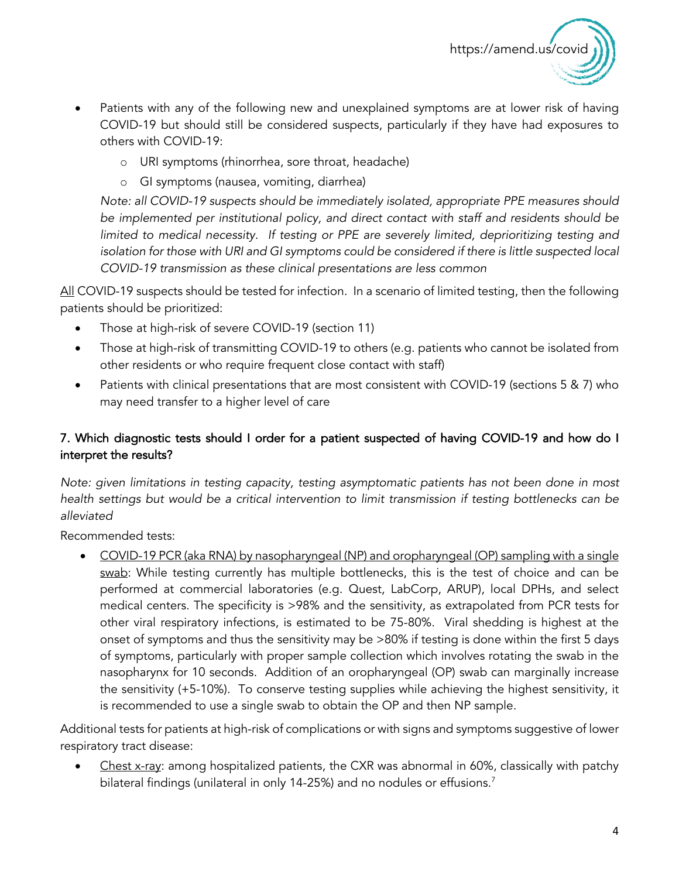- Patients with any of the following new and unexplained symptoms are at lower risk of having COVID-19 but should still be considered suspects, particularly if they have had exposures to others with COVID-19:
    - URI symptoms (rhinorrhea, sore throat, headache)
    - GI symptoms (nausea, vomiting, diarrhea)

  *Note: all COVID-19 suspects should be immediately isolated, appropriate PPE measures should be implemented per institutional policy, and direct contact with staff and residents should be limited to medical necessity. If testing or PPE are severely limited, deprioritizing testing and isolation for those with URI and GI symptoms could be considered if there is little suspected local COVID-19 transmission as these clinical presentations are less common*

<u>All</u> COVID-19 suspects should be tested for infection. In a scenario of limited testing, then the following patients should be prioritized:

- Those at high-risk of severe COVID-19 (section 11)
- Those at high-risk of transmitting COVID-19 to others (e.g. patients who cannot be isolated from other residents or who require frequent close contact with staff)
- Patients with clinical presentations that are most consistent with COVID-19 (sections 5 & 7) who may need transfer to a higher level of care

## 7. Which diagnostic tests should I order for a patient suspected of having COVID-19 and how do I interpret the results?

*Note: given limitations in testing capacity, testing asymptomatic patients has not been done in most health settings but would be a critical intervention to limit transmission if testing bottlenecks can be alleviated*

Recommended tests:

- <u>COVID-19 PCR (aka RNA) by nasopharyngeal (NP) and oropharyngeal (OP) sampling with a single swab</u>: While testing currently has multiple bottlenecks, this is the test of choice and can be performed at commercial laboratories (e.g. Quest, LabCorp, ARUP), local DPHs, and select medical centers. The specificity is >98% and the sensitivity, as extrapolated from PCR tests for other viral respiratory infections, is estimated to be 75-80%. Viral shedding is highest at the onset of symptoms and thus the sensitivity may be >80% if testing is done within the first 5 days of symptoms, particularly with proper sample collection which involves rotating the swab in the nasopharynx for 10 seconds. Addition of an oropharyngeal (OP) swab can marginally increase the sensitivity (+5-10%). To conserve testing supplies while achieving the highest sensitivity, it is recommended to use a single swab to obtain the OP and then NP sample.

Additional tests for patients at high-risk of complications or with signs and symptoms suggestive of lower respiratory tract disease:

- <u>Chest x-ray</u>: among hospitalized patients, the CXR was abnormal in 60%, classically with patchy bilateral findings (unilateral in only 14-25%) and no nodules or effusions.[7]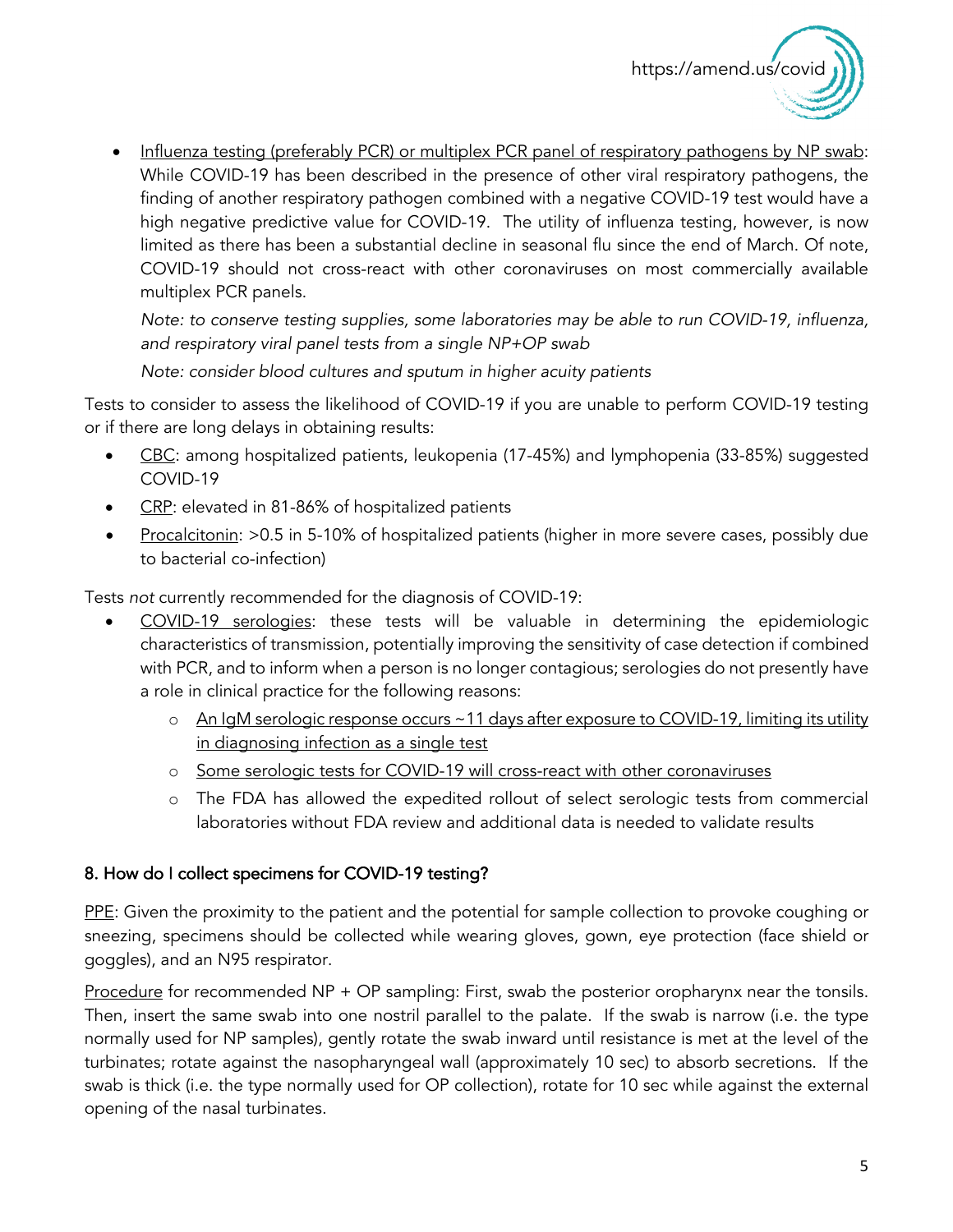- Influenza testing (preferably PCR) or multiplex PCR panel of respiratory pathogens by NP swab: While COVID-19 has been described in the presence of other viral respiratory pathogens, the finding of another respiratory pathogen combined with a negative COVID-19 test would have a high negative predictive value for COVID-19. The utility of influenza testing, however, is now limited as there has been a substantial decline in seasonal flu since the end of March. Of note, COVID-19 should not cross-react with other coronaviruses on most commercially available multiplex PCR panels.

  *Note: to conserve testing supplies, some laboratories may be able to run COVID-19, influenza, and respiratory viral panel tests from a single NP+OP swab*

  *Note: consider blood cultures and sputum in higher acuity patients*

Tests to consider to assess the likelihood of COVID-19 if you are unable to perform COVID-19 testing or if there are long delays in obtaining results:

- CBC: among hospitalized patients, leukopenia (17-45%) and lymphopenia (33-85%) suggested COVID-19
- CRP: elevated in 81-86% of hospitalized patients
- Procalcitonin: >0.5 in 5-10% of hospitalized patients (higher in more severe cases, possibly due to bacterial co-infection)

Tests *not* currently recommended for the diagnosis of COVID-19:

- COVID-19 serologies: these tests will be valuable in determining the epidemiologic characteristics of transmission, potentially improving the sensitivity of case detection if combined with PCR, and to inform when a person is no longer contagious; serologies do not presently have a role in clinical practice for the following reasons:
  - An IgM serologic response occurs ~11 days after exposure to COVID-19, limiting its utility in diagnosing infection as a single test
  - Some serologic tests for COVID-19 will cross-react with other coronaviruses
  - The FDA has allowed the expedited rollout of select serologic tests from commercial laboratories without FDA review and additional data is needed to validate results

## 8. How do I collect specimens for COVID-19 testing?

PPE: Given the proximity to the patient and the potential for sample collection to provoke coughing or sneezing, specimens should be collected while wearing gloves, gown, eye protection (face shield or goggles), and an N95 respirator.

Procedure for recommended NP + OP sampling: First, swab the posterior oropharynx near the tonsils. Then, insert the same swab into one nostril parallel to the palate. If the swab is narrow (i.e. the type normally used for NP samples), gently rotate the swab inward until resistance is met at the level of the turbinates; rotate against the nasopharyngeal wall (approximately 10 sec) to absorb secretions. If the swab is thick (i.e. the type normally used for OP collection), rotate for 10 sec while against the external opening of the nasal turbinates.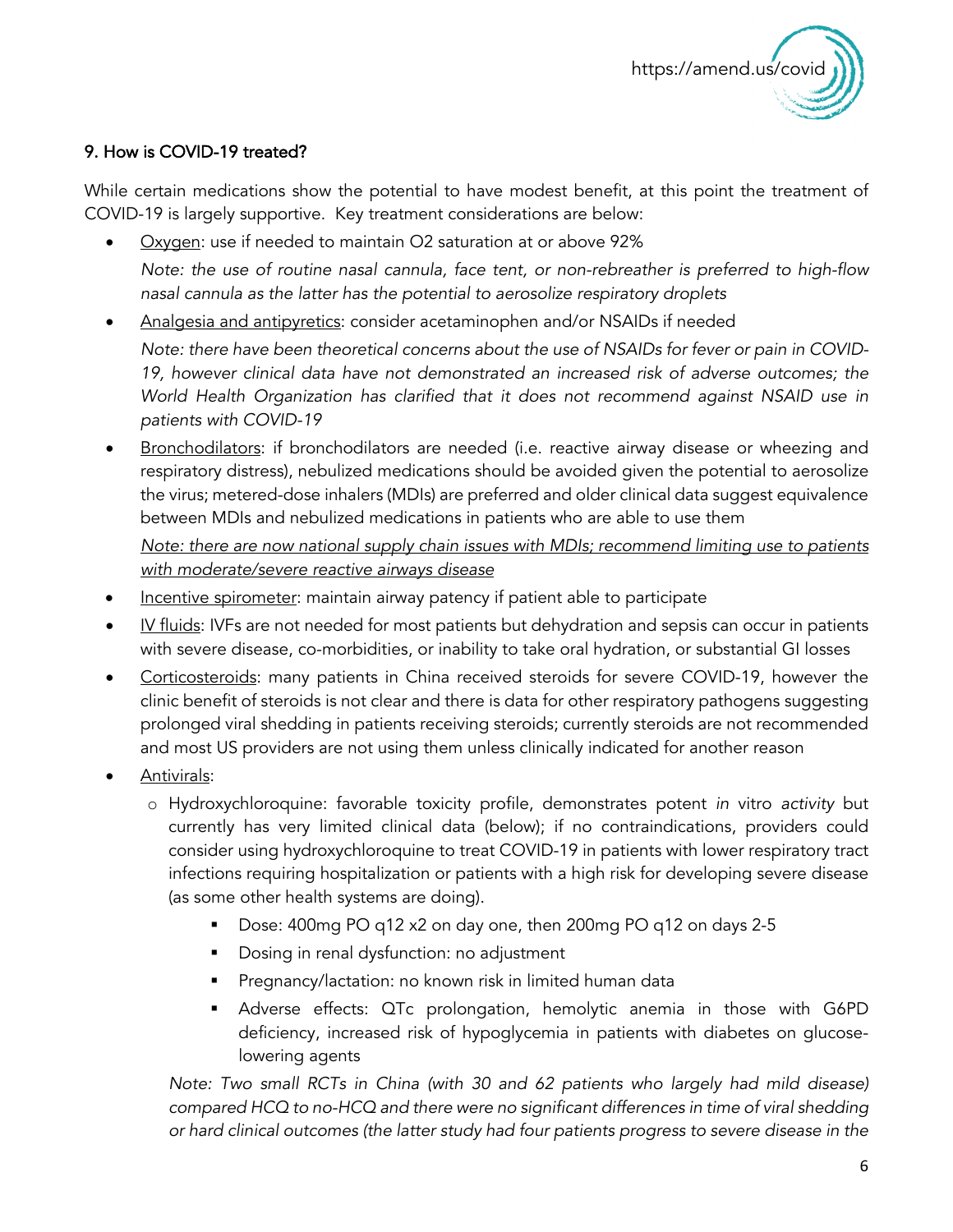### 9. How is COVID-19 treated?

While certain medications show the potential to have modest benefit, at this point the treatment of COVID-19 is largely supportive. Key treatment considerations are below:

- Oxygen: use if needed to maintain O2 saturation at or above 92%

  *Note: the use of routine nasal cannula, face tent, or non-rebreather is preferred to high-flow nasal cannula as the latter has the potential to aerosolize respiratory droplets*

- Analgesia and antipyretics: consider acetaminophen and/or NSAIDs if needed

  *Note: there have been theoretical concerns about the use of NSAIDs for fever or pain in COVID-19, however clinical data have not demonstrated an increased risk of adverse outcomes; the World Health Organization has clarified that it does not recommend against NSAID use in patients with COVID-19*

- Bronchodilators: if bronchodilators are needed (i.e. reactive airway disease or wheezing and respiratory distress), nebulized medications should be avoided given the potential to aerosolize the virus; metered-dose inhalers (MDIs) are preferred and older clinical data suggest equivalence between MDIs and nebulized medications in patients who are able to use them

  *Note: there are now national supply chain issues with MDIs; recommend limiting use to patients with moderate/severe reactive airways disease*

- Incentive spirometer: maintain airway patency if patient able to participate
- IV fluids: IVFs are not needed for most patients but dehydration and sepsis can occur in patients with severe disease, co-morbidities, or inability to take oral hydration, or substantial GI losses
- Corticosteroids: many patients in China received steroids for severe COVID-19, however the clinic benefit of steroids is not clear and there is data for other respiratory pathogens suggesting prolonged viral shedding in patients receiving steroids; currently steroids are not recommended and most US providers are not using them unless clinically indicated for another reason
- Antivirals:
  - Hydroxychloroquine: favorable toxicity profile, demonstrates potent *in vitro activity* but currently has very limited clinical data (below); if no contraindications, providers could consider using hydroxychloroquine to treat COVID-19 in patients with lower respiratory tract infections requiring hospitalization or patients with a high risk for developing severe disease (as some other health systems are doing).
    - Dose: 400mg PO q12 x2 on day one, then 200mg PO q12 on days 2-5
    - Dosing in renal dysfunction: no adjustment
    - Pregnancy/lactation: no known risk in limited human data
    - Adverse effects: QTc prolongation, hemolytic anemia in those with G6PD deficiency, increased risk of hypoglycemia in patients with diabetes on glucose-lowering agents

    *Note: Two small RCTs in China (with 30 and 62 patients who largely had mild disease) compared HCQ to no-HCQ and there were no significant differences in time of viral shedding or hard clinical outcomes (the latter study had four patients progress to severe disease in the*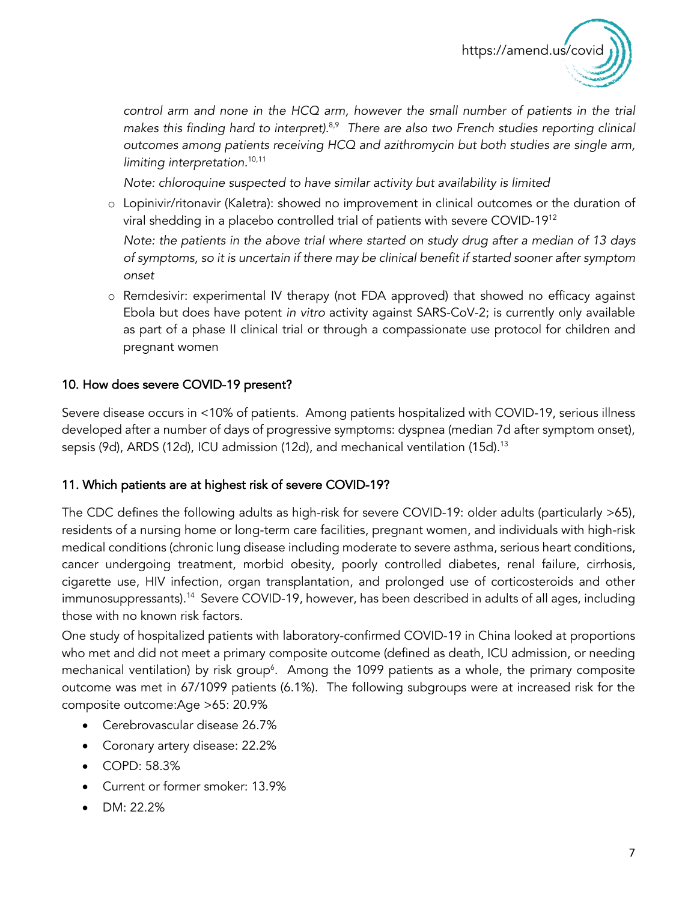*control arm and none in the HCQ arm, however the small number of patients in the trial makes this finding hard to interpret).*[8,9] *There are also two French studies reporting clinical outcomes among patients receiving HCQ and azithromycin but both studies are single arm, limiting interpretation.*[10,11]

*Note: chloroquine suspected to have similar activity but availability is limited*

- Lopinivir/ritonavir (Kaletra): showed no improvement in clinical outcomes or the duration of viral shedding in a placebo controlled trial of patients with severe COVID-19[12]

  *Note: the patients in the above trial where started on study drug after a median of 13 days of symptoms, so it is uncertain if there may be clinical benefit if started sooner after symptom onset*

- Remdesivir: experimental IV therapy (not FDA approved) that showed no efficacy against Ebola but does have potent *in vitro* activity against SARS-CoV-2; is currently only available as part of a phase II clinical trial or through a compassionate use protocol for children and pregnant women

## 10. How does severe COVID-19 present?

Severe disease occurs in <10% of patients. Among patients hospitalized with COVID-19, serious illness developed after a number of days of progressive symptoms: dyspnea (median 7d after symptom onset), sepsis (9d), ARDS (12d), ICU admission (12d), and mechanical ventilation (15d).[13]

## 11. Which patients are at highest risk of severe COVID-19?

The CDC defines the following adults as high-risk for severe COVID-19: older adults (particularly >65), residents of a nursing home or long-term care facilities, pregnant women, and individuals with high-risk medical conditions (chronic lung disease including moderate to severe asthma, serious heart conditions, cancer undergoing treatment, morbid obesity, poorly controlled diabetes, renal failure, cirrhosis, cigarette use, HIV infection, organ transplantation, and prolonged use of corticosteroids and other immunosuppressants).[14] Severe COVID-19, however, has been described in adults of all ages, including those with no known risk factors.

One study of hospitalized patients with laboratory-confirmed COVID-19 in China looked at proportions who met and did not meet a primary composite outcome (defined as death, ICU admission, or needing mechanical ventilation) by risk group[6]. Among the 1099 patients as a whole, the primary composite outcome was met in 67/1099 patients (6.1%). The following subgroups were at increased risk for the composite outcome:Age >65: 20.9%

- Cerebrovascular disease 26.7%
- Coronary artery disease: 22.2%
- COPD: 58.3%
- Current or former smoker: 13.9%
- DM: 22.2%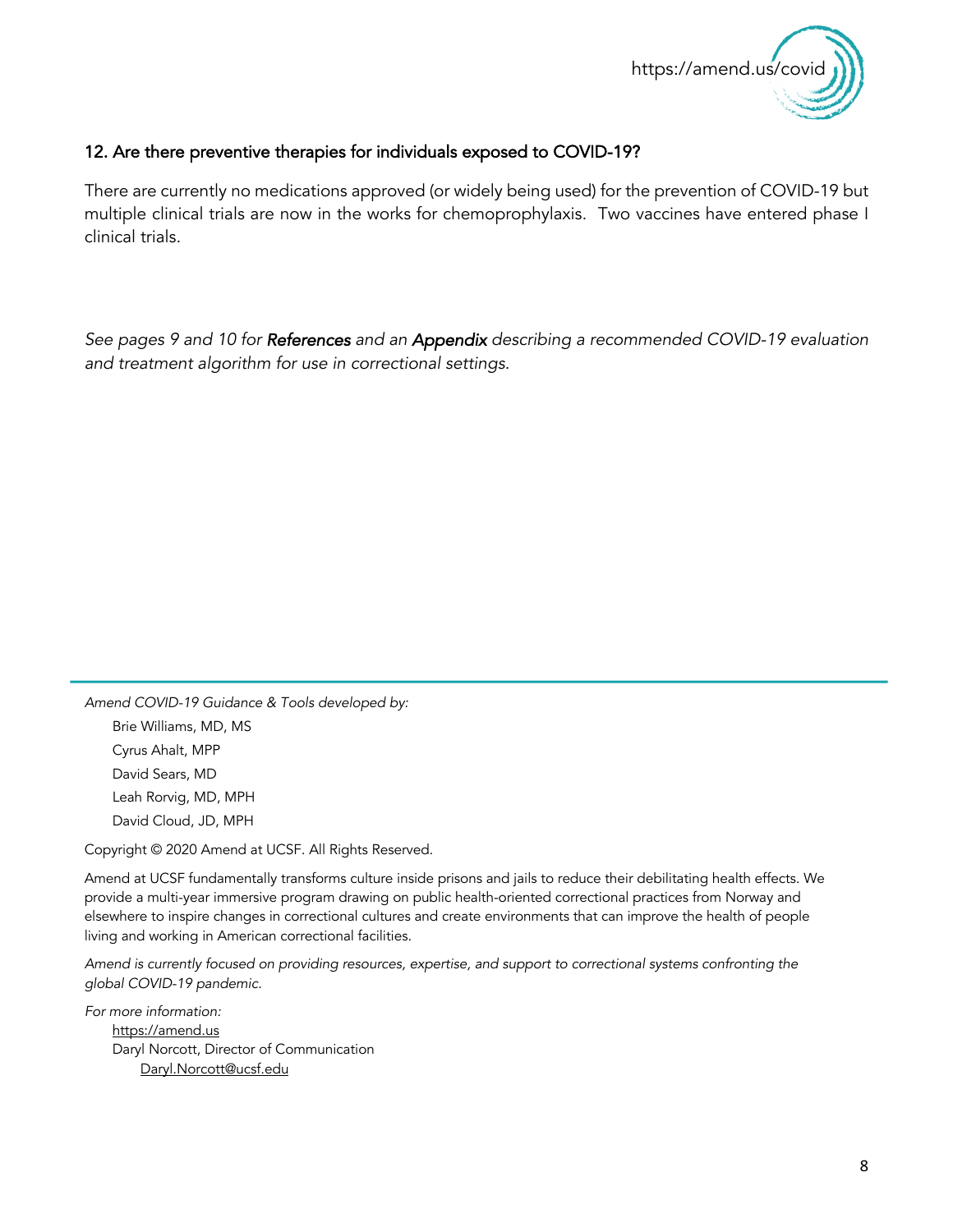## 12. Are there preventive therapies for individuals exposed to COVID-19?

There are currently no medications approved (or widely being used) for the prevention of COVID-19 but multiple clinical trials are now in the works for chemoprophylaxis. Two vaccines have entered phase I clinical trials.

*See pages 9 and 10 for* ***References*** *and an* ***Appendix*** *describing a recommended COVID-19 evaluation and treatment algorithm for use in correctional settings.*

---

*Amend COVID-19 Guidance & Tools developed by:*

Brie Williams, MD, MS
Cyrus Ahalt, MPP
David Sears, MD
Leah Rorvig, MD, MPH
David Cloud, JD, MPH

Copyright © 2020 Amend at UCSF. All Rights Reserved.

Amend at UCSF fundamentally transforms culture inside prisons and jails to reduce their debilitating health effects. We provide a multi-year immersive program drawing on public health-oriented correctional practices from Norway and elsewhere to inspire changes in correctional cultures and create environments that can improve the health of people living and working in American correctional facilities.

*Amend is currently focused on providing resources, expertise, and support to correctional systems confronting the global COVID-19 pandemic.*

*For more information:*

https://amend.us
Daryl Norcott, Director of Communication
Daryl.Norcott@ucsf.edu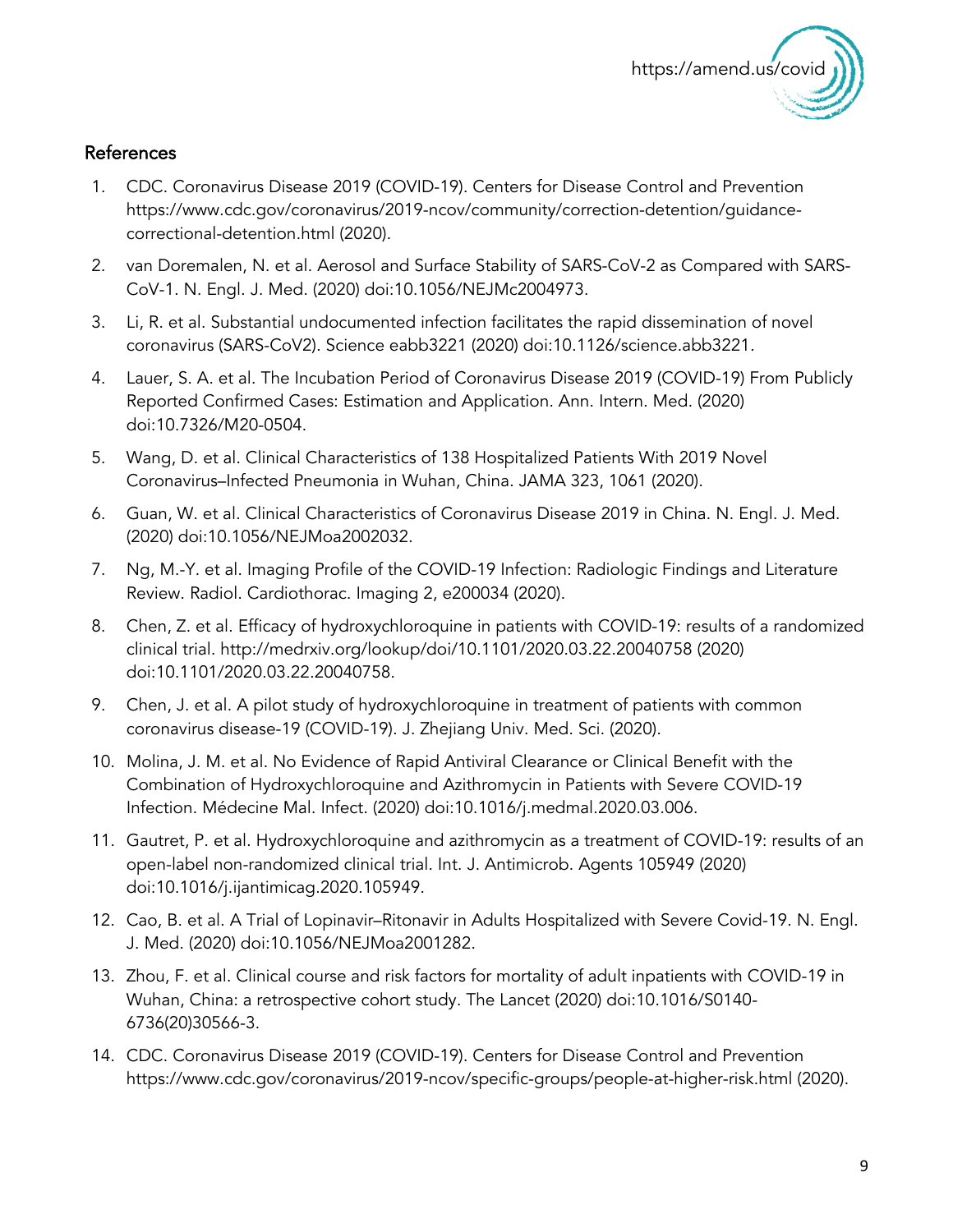## References

1. CDC. Coronavirus Disease 2019 (COVID-19). Centers for Disease Control and Prevention https://www.cdc.gov/coronavirus/2019-ncov/community/correction-detention/guidance-correctional-detention.html (2020).
2. van Doremalen, N. et al. Aerosol and Surface Stability of SARS-CoV-2 as Compared with SARS-CoV-1. N. Engl. J. Med. (2020) doi:10.1056/NEJMc2004973.
3. Li, R. et al. Substantial undocumented infection facilitates the rapid dissemination of novel coronavirus (SARS-CoV2). Science eabb3221 (2020) doi:10.1126/science.abb3221.
4. Lauer, S. A. et al. The Incubation Period of Coronavirus Disease 2019 (COVID-19) From Publicly Reported Confirmed Cases: Estimation and Application. Ann. Intern. Med. (2020) doi:10.7326/M20-0504.
5. Wang, D. et al. Clinical Characteristics of 138 Hospitalized Patients With 2019 Novel Coronavirus–Infected Pneumonia in Wuhan, China. JAMA 323, 1061 (2020).
6. Guan, W. et al. Clinical Characteristics of Coronavirus Disease 2019 in China. N. Engl. J. Med. (2020) doi:10.1056/NEJMoa2002032.
7. Ng, M.-Y. et al. Imaging Profile of the COVID-19 Infection: Radiologic Findings and Literature Review. Radiol. Cardiothorac. Imaging 2, e200034 (2020).
8. Chen, Z. et al. Efficacy of hydroxychloroquine in patients with COVID-19: results of a randomized clinical trial. http://medrxiv.org/lookup/doi/10.1101/2020.03.22.20040758 (2020) doi:10.1101/2020.03.22.20040758.
9. Chen, J. et al. A pilot study of hydroxychloroquine in treatment of patients with common coronavirus disease-19 (COVID-19). J. Zhejiang Univ. Med. Sci. (2020).
10. Molina, J. M. et al. No Evidence of Rapid Antiviral Clearance or Clinical Benefit with the Combination of Hydroxychloroquine and Azithromycin in Patients with Severe COVID-19 Infection. Médecine Mal. Infect. (2020) doi:10.1016/j.medmal.2020.03.006.
11. Gautret, P. et al. Hydroxychloroquine and azithromycin as a treatment of COVID-19: results of an open-label non-randomized clinical trial. Int. J. Antimicrob. Agents 105949 (2020) doi:10.1016/j.ijantimicag.2020.105949.
12. Cao, B. et al. A Trial of Lopinavir–Ritonavir in Adults Hospitalized with Severe Covid-19. N. Engl. J. Med. (2020) doi:10.1056/NEJMoa2001282.
13. Zhou, F. et al. Clinical course and risk factors for mortality of adult inpatients with COVID-19 in Wuhan, China: a retrospective cohort study. The Lancet (2020) doi:10.1016/S0140-6736(20)30566-3.
14. CDC. Coronavirus Disease 2019 (COVID-19). Centers for Disease Control and Prevention https://www.cdc.gov/coronavirus/2019-ncov/specific-groups/people-at-higher-risk.html (2020).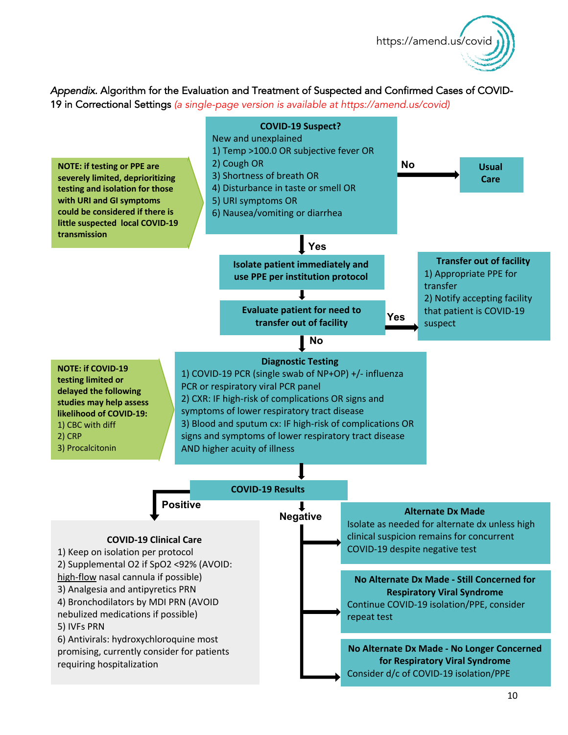*Appendix.* Algorithm for the Evaluation and Treatment of Suspected and Confirmed Cases of COVID-19 in Correctional Settings *(a single-page version is available at https://amend.us/covid)*

**NOTE: if testing or PPE are severely limited, deprioritizing testing and isolation for those with URI and GI symptoms could be considered if there is little suspected local COVID-19 transmission**

**COVID-19 Suspect?**

New and unexplained

1) Temp >100.0 OR subjective fever OR
2) Cough OR
3) Shortness of breath OR
4) Disturbance in taste or smell OR
5) URI symptoms OR
6) Nausea/vomiting or diarrhea

**No** → **Usual Care**

**Yes** ↓

**Isolate patient immediately and use PPE per institution protocol**

↓

**Evaluate patient for need to transfer out of facility**

**Yes** →

**Transfer out of facility**

1) Appropriate PPE for transfer
2) Notify accepting facility that patient is COVID-19 suspect

**No** ↓

**NOTE: if COVID-19 testing limited or delayed the following studies may help assess likelihood of COVID-19:**

1) CBC with diff
2) CRP
3) Procalcitonin

**Diagnostic Testing**

1) COVID-19 PCR (single swab of NP+OP) +/- influenza PCR or respiratory viral PCR panel
2) CXR: IF high-risk of complications OR signs and symptoms of lower respiratory tract disease
3) Blood and sputum cx: IF high-risk of complications OR signs and symptoms of lower respiratory tract disease AND higher acuity of illness

↓

**COVID-19 Results**

**Positive** ↓

**COVID-19 Clinical Care**

1) Keep on isolation per protocol
2) Supplemental O2 if SpO2 <92% (AVOID: high-flow nasal cannula if possible)
3) Analgesia and antipyretics PRN
4) Bronchodilators by MDI PRN (AVOID nebulized medications if possible)
5) IVFs PRN
6) Antivirals: hydroxychloroquine most promising, currently consider for patients requiring hospitalization

**Negative** ↓

**Alternate Dx Made**

Isolate as needed for alternate dx unless high clinical suspicion remains for concurrent COVID-19 despite negative test

**No Alternate Dx Made - Still Concerned for Respiratory Viral Syndrome**

Continue COVID-19 isolation/PPE, consider repeat test

**No Alternate Dx Made - No Longer Concerned for Respiratory Viral Syndrome**

Consider d/c of COVID-19 isolation/PPE